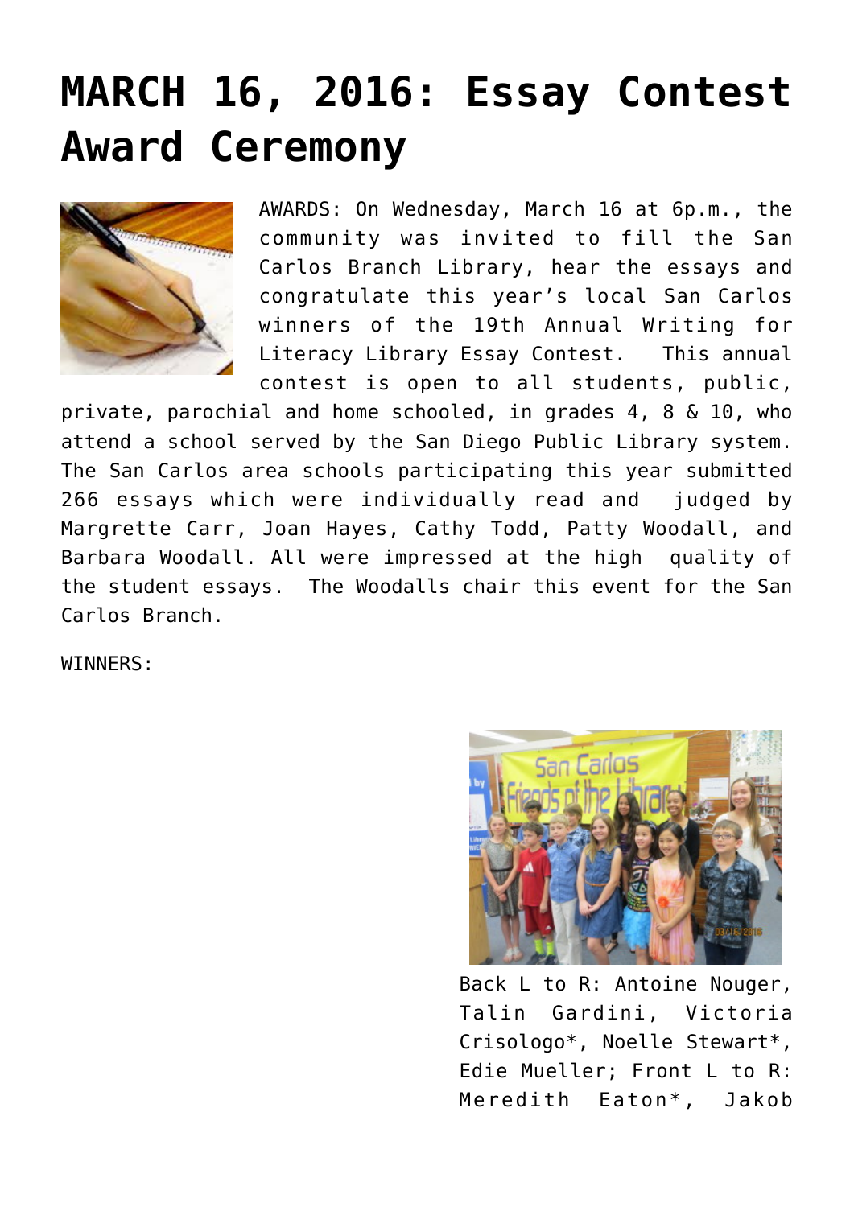# MARCH 16, 2016: Essay Contest Award Ceremony

AWARDS: On Wednesday, March 16 at 6p.m., the community was invited to fill the San Carlos Branch Library, hear the essays and congratulate this year's local San Carlos winners of the 19th Annual Writing for Literacy Library Essay Contest.  This annual contest is open to all students, public, private, parochial and home schooled, in grades 4, 8 & 10, who attend a school served by the San Diego Public Library system. The San Carlos area schools participating this year submitted 266 essays which were individually read and judged by Margrette Carr, Joan Hayes, Cathy Todd, Patty Woodall, and Barbara Woodall. All were impressed at the high quality of the student essays.  The Woodalls chair this event for the San Carlos Branch.

WINNERS:

Back L to R: Antoine Nouger, Talin Gardini, Victoria Crisologo*, Noelle Stewart*, Edie Mueller; Front L to R: Meredith Eaton*, Jakob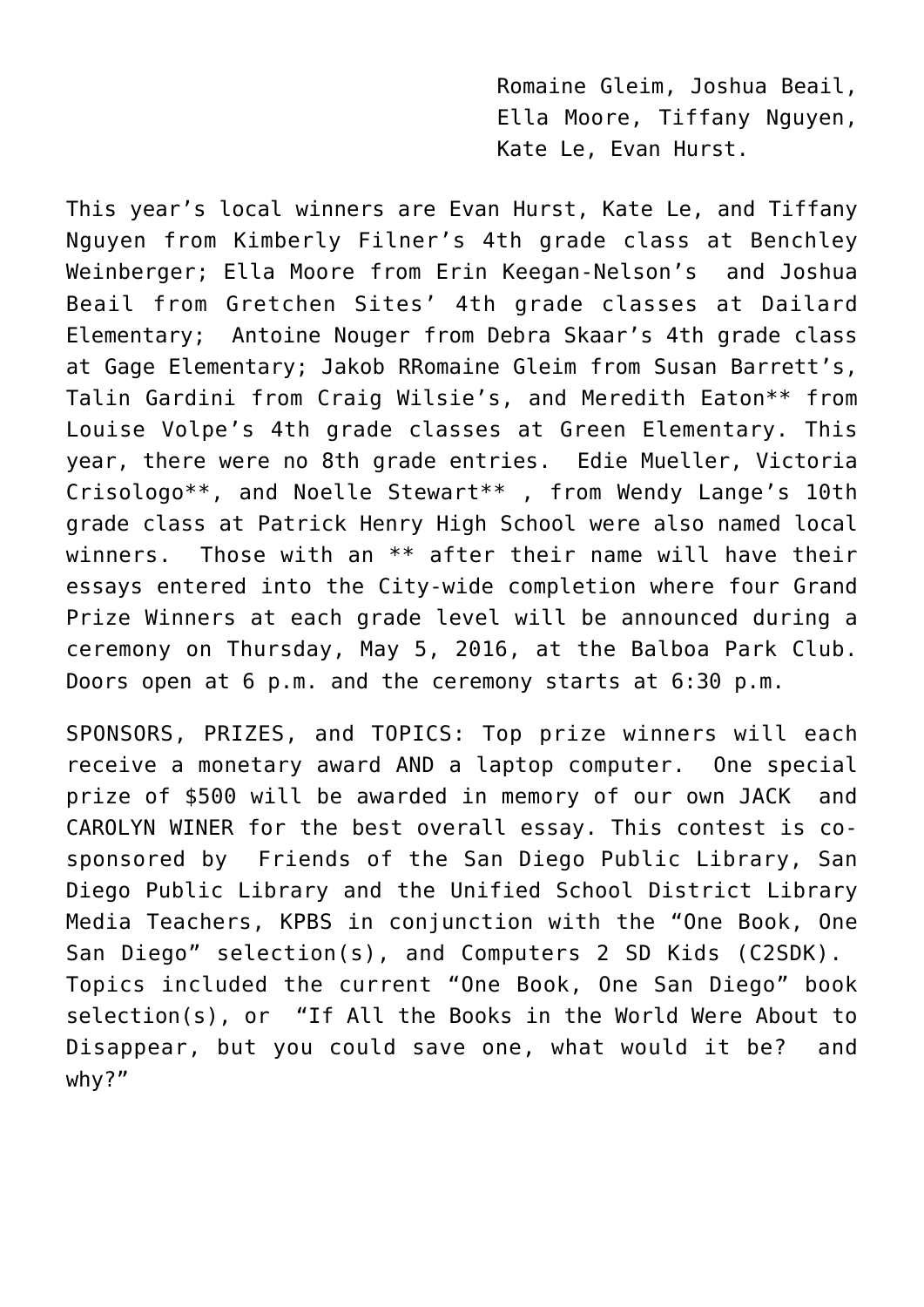Romaine Gleim, Joshua Beail, Ella Moore, Tiffany Nguyen, Kate Le, Evan Hurst.

This year's local winners are Evan Hurst, Kate Le, and Tiffany Nguyen from Kimberly Filner's 4th grade class at Benchley Weinberger; Ella Moore from Erin Keegan-Nelson's and Joshua Beail from Gretchen Sites' 4th grade classes at Dailard Elementary; Antoine Nouger from Debra Skaar's 4th grade class at Gage Elementary; Jakob RRomaine Gleim from Susan Barrett's, Talin Gardini from Craig Wilsie's, and Meredith Eaton** from Louise Volpe's 4th grade classes at Green Elementary. This year, there were no 8th grade entries. Edie Mueller, Victoria Crisologo**, and Noelle Stewart** , from Wendy Lange's 10th grade class at Patrick Henry High School were also named local winners. Those with an ** after their name will have their essays entered into the City-wide completion where four Grand Prize Winners at each grade level will be announced during a ceremony on Thursday, May 5, 2016, at the Balboa Park Club. Doors open at 6 p.m. and the ceremony starts at 6:30 p.m.

SPONSORS, PRIZES, and TOPICS: Top prize winners will each receive a monetary award AND a laptop computer. One special prize of $500 will be awarded in memory of our own JACK and CAROLYN WINER for the best overall essay. This contest is co-sponsored by Friends of the San Diego Public Library, San Diego Public Library and the Unified School District Library Media Teachers, KPBS in conjunction with the "One Book, One San Diego" selection(s), and Computers 2 SD Kids (C2SDK). Topics included the current "One Book, One San Diego" book selection(s), or "If All the Books in the World Were About to Disappear, but you could save one, what would it be? and why?"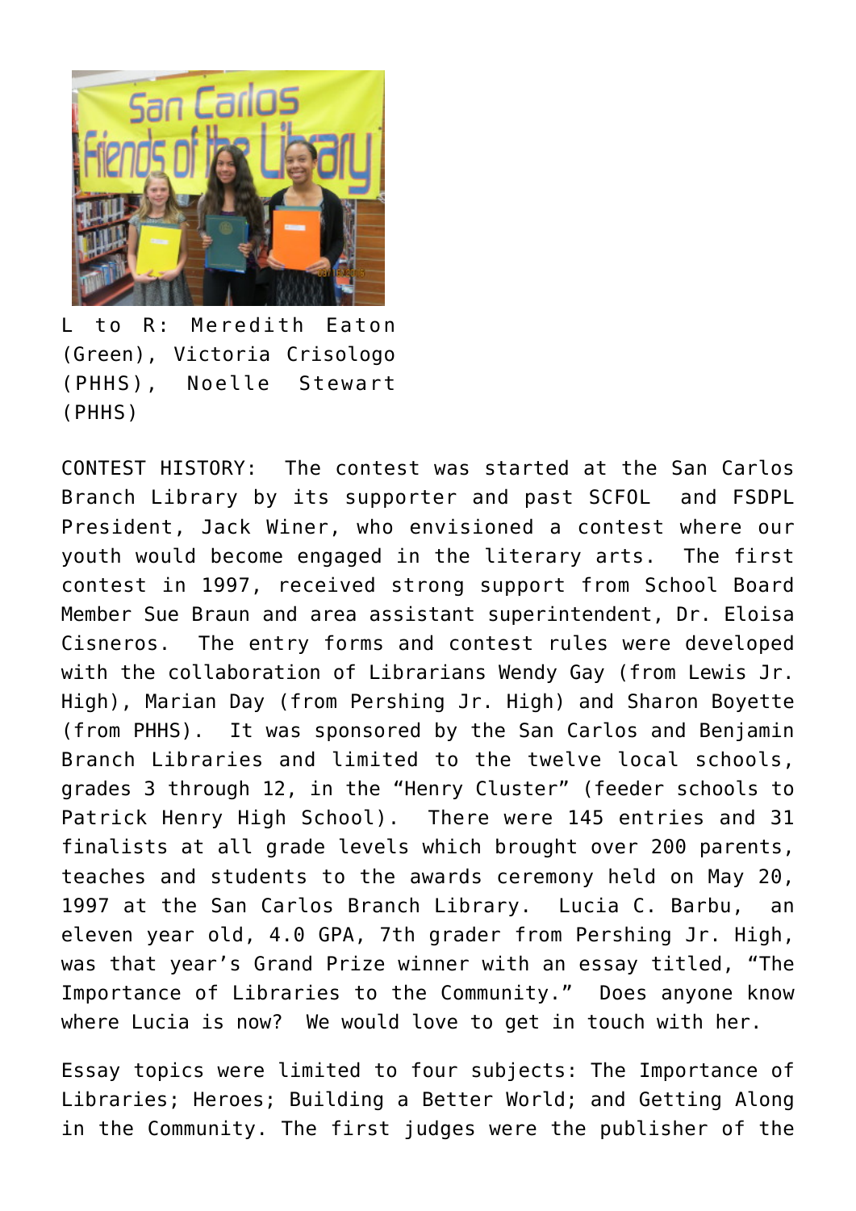L to R: Meredith Eaton (Green), Victoria Crisologo (PHHS), Noelle Stewart (PHHS)

CONTEST HISTORY: The contest was started at the San Carlos Branch Library by its supporter and past SCFOL and FSDPL President, Jack Winer, who envisioned a contest where our youth would become engaged in the literary arts. The first contest in 1997, received strong support from School Board Member Sue Braun and area assistant superintendent, Dr. Eloisa Cisneros. The entry forms and contest rules were developed with the collaboration of Librarians Wendy Gay (from Lewis Jr. High), Marian Day (from Pershing Jr. High) and Sharon Boyette (from PHHS). It was sponsored by the San Carlos and Benjamin Branch Libraries and limited to the twelve local schools, grades 3 through 12, in the "Henry Cluster" (feeder schools to Patrick Henry High School). There were 145 entries and 31 finalists at all grade levels which brought over 200 parents, teaches and students to the awards ceremony held on May 20, 1997 at the San Carlos Branch Library. Lucia C. Barbu, an eleven year old, 4.0 GPA, 7th grader from Pershing Jr. High, was that year's Grand Prize winner with an essay titled, "The Importance of Libraries to the Community." Does anyone know where Lucia is now? We would love to get in touch with her.

Essay topics were limited to four subjects: The Importance of Libraries; Heroes; Building a Better World; and Getting Along in the Community. The first judges were the publisher of the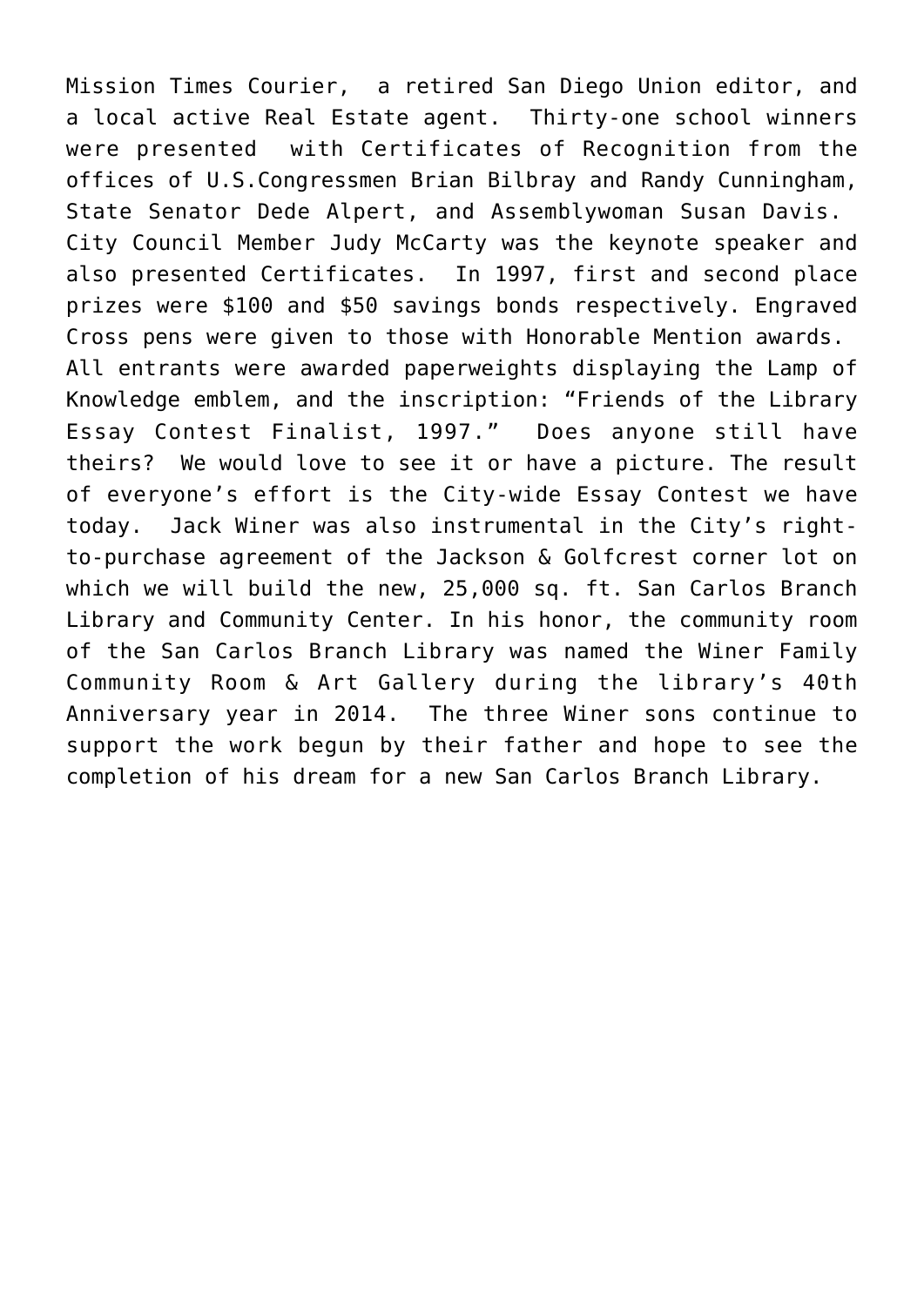Mission Times Courier, a retired San Diego Union editor, and a local active Real Estate agent. Thirty-one school winners were presented with Certificates of Recognition from the offices of U.S.Congressmen Brian Bilbray and Randy Cunningham, State Senator Dede Alpert, and Assemblywoman Susan Davis. City Council Member Judy McCarty was the keynote speaker and also presented Certificates. In 1997, first and second place prizes were $100 and $50 savings bonds respectively. Engraved Cross pens were given to those with Honorable Mention awards. All entrants were awarded paperweights displaying the Lamp of Knowledge emblem, and the inscription: "Friends of the Library Essay Contest Finalist, 1997." Does anyone still have theirs? We would love to see it or have a picture. The result of everyone's effort is the City-wide Essay Contest we have today. Jack Winer was also instrumental in the City's right-to-purchase agreement of the Jackson & Golfcrest corner lot on which we will build the new, 25,000 sq. ft. San Carlos Branch Library and Community Center. In his honor, the community room of the San Carlos Branch Library was named the Winer Family Community Room & Art Gallery during the library's 40th Anniversary year in 2014. The three Winer sons continue to support the work begun by their father and hope to see the completion of his dream for a new San Carlos Branch Library.